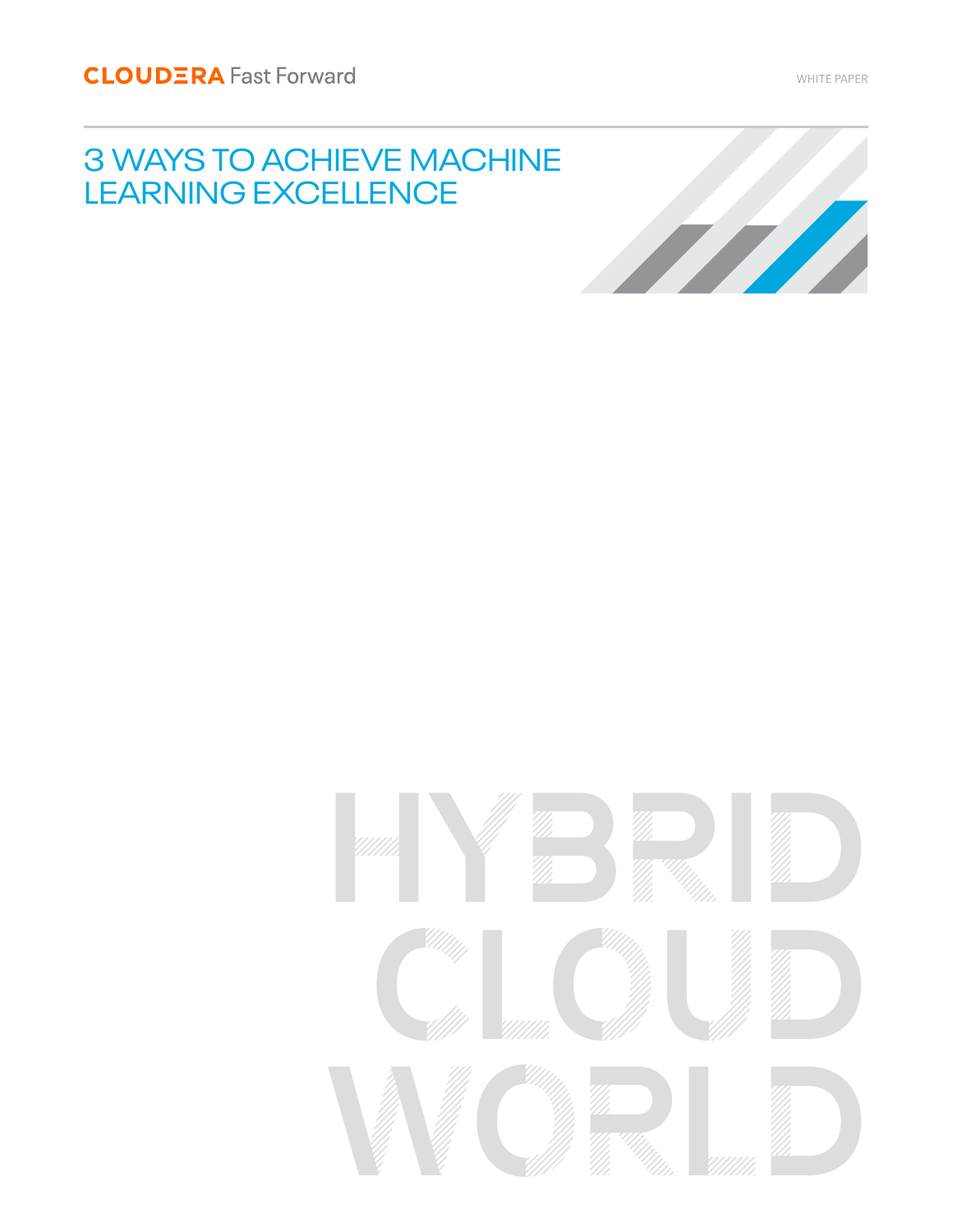CLOUDERA Fast Forward

WHITE PAPER

# 3 WAYS TO ACHIEVE MACHINE LEARNING EXCELLENCE

HYBRID CLOUD WORLD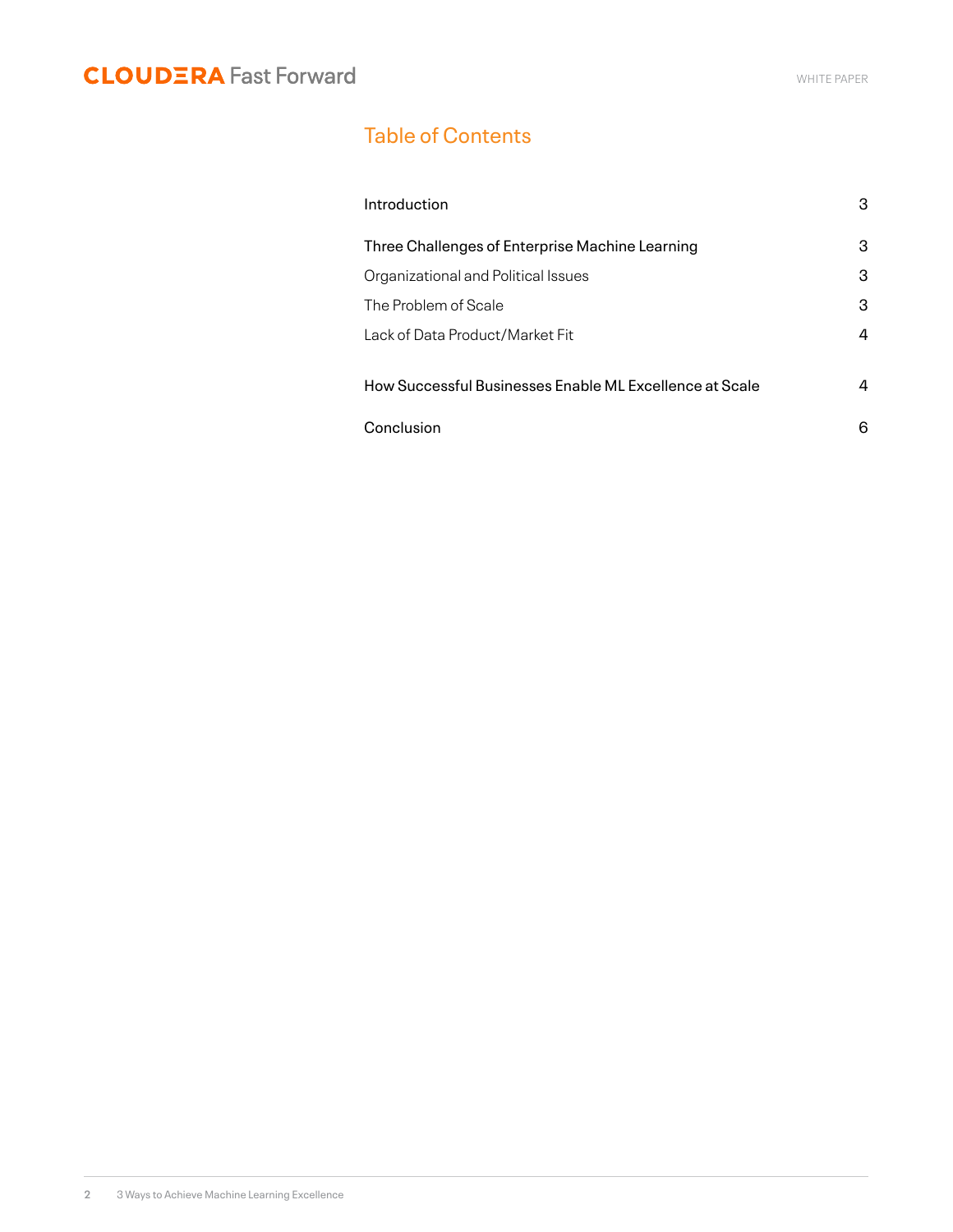## Table of Contents

| | |
|---|---|
| **Introduction** | 3 |
| **Three Challenges of Enterprise Machine Learning** | 3 |
| Organizational and Political Issues | 3 |
| The Problem of Scale | 3 |
| Lack of Data Product/Market Fit | 4 |
| **How Successful Businesses Enable ML Excellence at Scale** | 4 |
| **Conclusion** | 6 |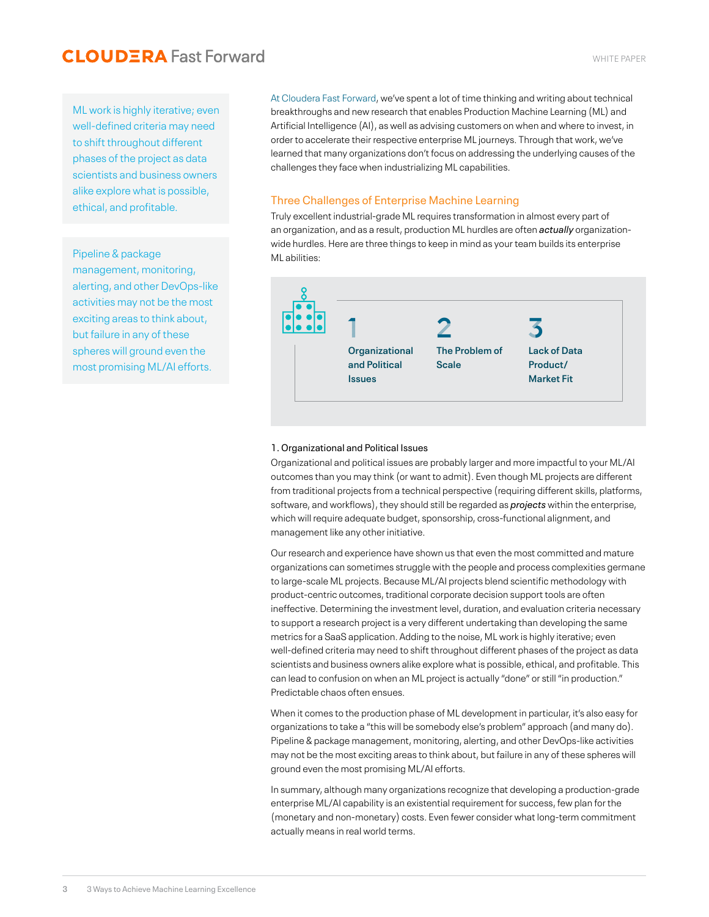At Cloudera Fast Forward, we've spent a lot of time thinking and writing about technical breakthroughs and new research that enables Production Machine Learning (ML) and Artificial Intelligence (AI), as well as advising customers on when and where to invest, in order to accelerate their respective enterprise ML journeys. Through that work, we've learned that many organizations don't focus on addressing the underlying causes of the challenges they face when industrializing ML capabilities.

> ML work is highly iterative; even well-defined criteria may need to shift throughout different phases of the project as data scientists and business owners alike explore what is possible, ethical, and profitable.

> Pipeline & package management, monitoring, alerting, and other DevOps-like activities may not be the most exciting areas to think about, but failure in any of these spheres will ground even the most promising ML/AI efforts.

## Three Challenges of Enterprise Machine Learning

Truly excellent industrial-grade ML requires transformation in almost every part of an organization, and as a result, production ML hurdles are often ***actually*** organization-wide hurdles. Here are three things to keep in mind as your team builds its enterprise ML abilities:

1. **Organizational and Political Issues**
2. **The Problem of Scale**
3. **Lack of Data Product/Market Fit**

### 1. Organizational and Political Issues

Organizational and political issues are probably larger and more impactful to your ML/AI outcomes than you may think (or want to admit). Even though ML projects are different from traditional projects from a technical perspective (requiring different skills, platforms, software, and workflows), they should still be regarded as ***projects*** within the enterprise, which will require adequate budget, sponsorship, cross-functional alignment, and management like any other initiative.

Our research and experience have shown us that even the most committed and mature organizations can sometimes struggle with the people and process complexities germane to large-scale ML projects. Because ML/AI projects blend scientific methodology with product-centric outcomes, traditional corporate decision support tools are often ineffective. Determining the investment level, duration, and evaluation criteria necessary to support a research project is a very different undertaking than developing the same metrics for a SaaS application. Adding to the noise, ML work is highly iterative; even well-defined criteria may need to shift throughout different phases of the project as data scientists and business owners alike explore what is possible, ethical, and profitable. This can lead to confusion on when an ML project is actually "done" or still "in production." Predictable chaos often ensues.

When it comes to the production phase of ML development in particular, it's also easy for organizations to take a "this will be somebody else's problem" approach (and many do). Pipeline & package management, monitoring, alerting, and other DevOps-like activities may not be the most exciting areas to think about, but failure in any of these spheres will ground even the most promising ML/AI efforts.

In summary, although many organizations recognize that developing a production-grade enterprise ML/AI capability is an existential requirement for success, few plan for the (monetary and non-monetary) costs. Even fewer consider what long-term commitment actually means in real world terms.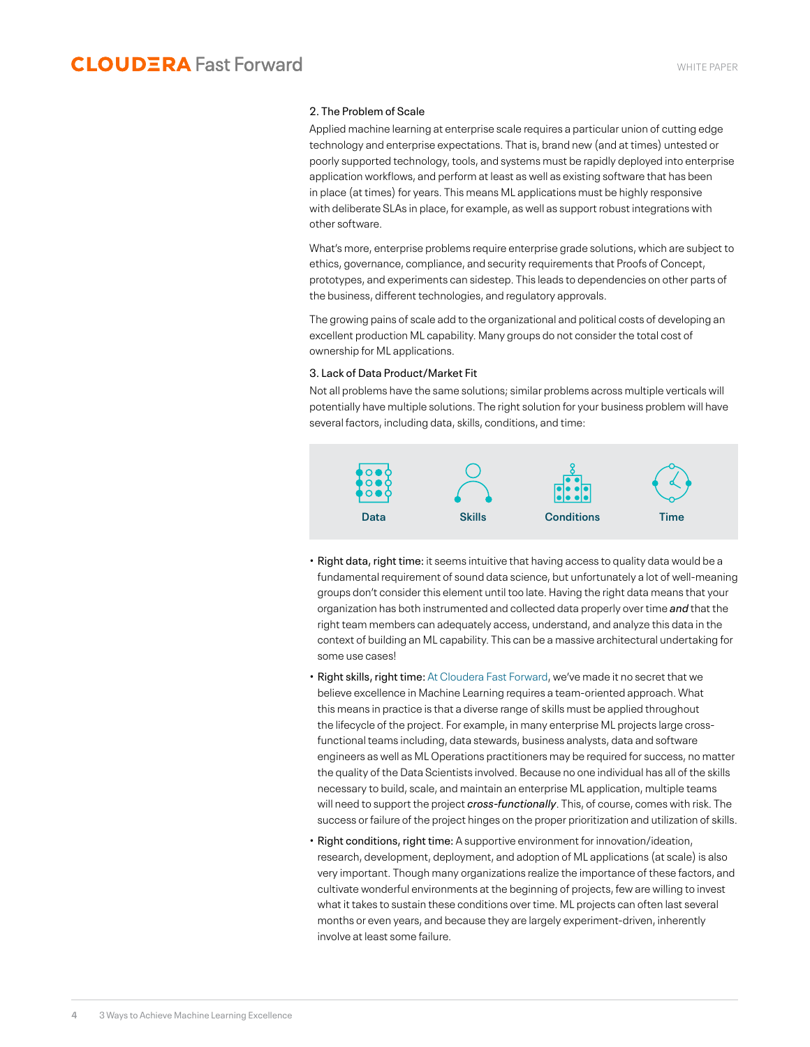### 2. The Problem of Scale

Applied machine learning at enterprise scale requires a particular union of cutting edge technology and enterprise expectations. That is, brand new (and at times) untested or poorly supported technology, tools, and systems must be rapidly deployed into enterprise application workflows, and perform at least as well as existing software that has been in place (at times) for years. This means ML applications must be highly responsive with deliberate SLAs in place, for example, as well as support robust integrations with other software.

What's more, enterprise problems require enterprise grade solutions, which are subject to ethics, governance, compliance, and security requirements that Proofs of Concept, prototypes, and experiments can sidestep. This leads to dependencies on other parts of the business, different technologies, and regulatory approvals.

The growing pains of scale add to the organizational and political costs of developing an excellent production ML capability. Many groups do not consider the total cost of ownership for ML applications.

### 3. Lack of Data Product/Market Fit

Not all problems have the same solutions; similar problems across multiple verticals will potentially have multiple solutions. The right solution for your business problem will have several factors, including data, skills, conditions, and time:

Data | Skills | Conditions | Time

- Right data, right time: it seems intuitive that having access to quality data would be a fundamental requirement of sound data science, but unfortunately a lot of well-meaning groups don't consider this element until too late. Having the right data means that your organization has both instrumented and collected data properly over time ***and*** that the right team members can adequately access, understand, and analyze this data in the context of building an ML capability. This can be a massive architectural undertaking for some use cases!
- Right skills, right time: At Cloudera Fast Forward, we've made it no secret that we believe excellence in Machine Learning requires a team-oriented approach. What this means in practice is that a diverse range of skills must be applied throughout the lifecycle of the project. For example, in many enterprise ML projects large cross-functional teams including, data stewards, business analysts, data and software engineers as well as ML Operations practitioners may be required for success, no matter the quality of the Data Scientists involved. Because no one individual has all of the skills necessary to build, scale, and maintain an enterprise ML application, multiple teams will need to support the project ***cross-functionally***. This, of course, comes with risk. The success or failure of the project hinges on the proper prioritization and utilization of skills.
- Right conditions, right time: A supportive environment for innovation/ideation, research, development, deployment, and adoption of ML applications (at scale) is also very important. Though many organizations realize the importance of these factors, and cultivate wonderful environments at the beginning of projects, few are willing to invest what it takes to sustain these conditions over time. ML projects can often last several months or even years, and because they are largely experiment-driven, inherently involve at least some failure.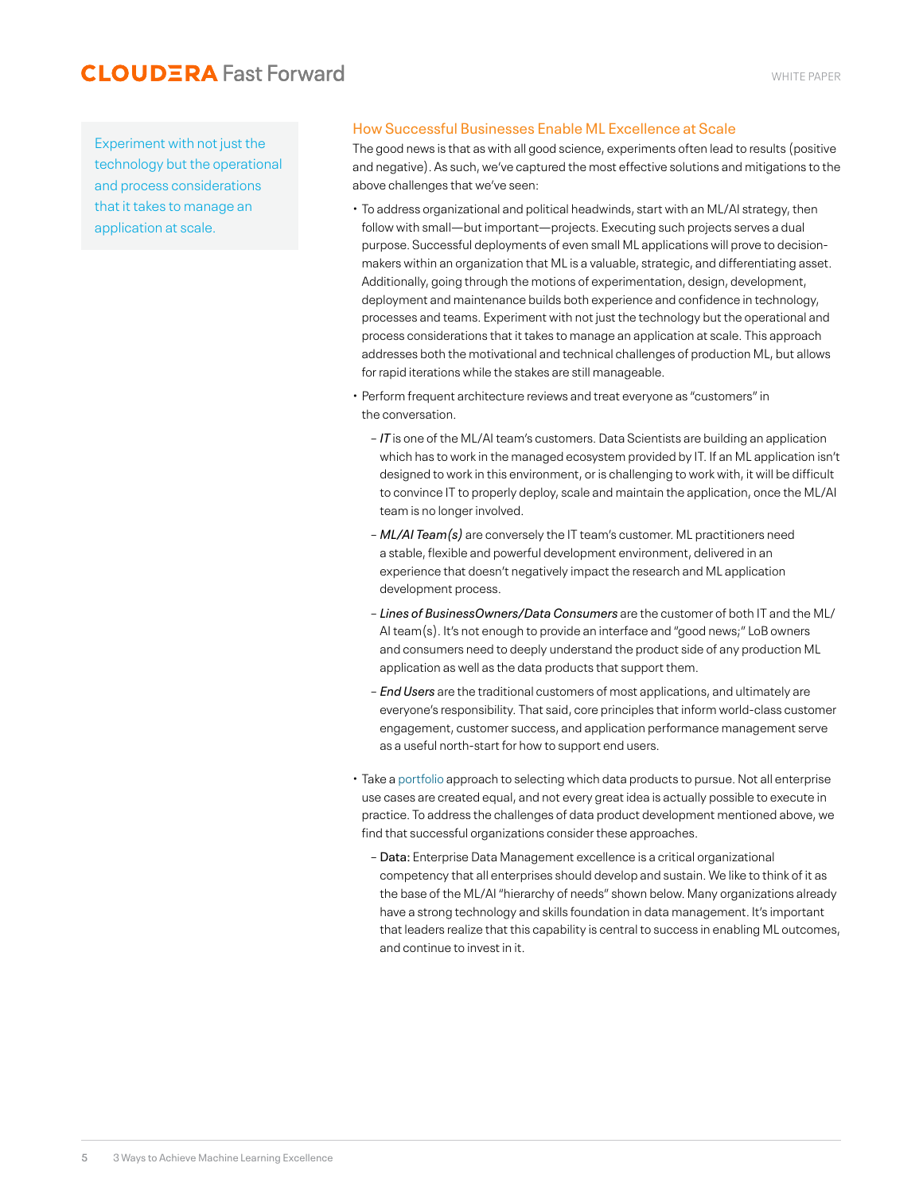> Experiment with not just the technology but the operational and process considerations that it takes to manage an application at scale.

## How Successful Businesses Enable ML Excellence at Scale

The good news is that as with all good science, experiments often lead to results (positive and negative). As such, we've captured the most effective solutions and mitigations to the above challenges that we've seen:

- To address organizational and political headwinds, start with an ML/AI strategy, then follow with small—but important—projects. Executing such projects serves a dual purpose. Successful deployments of even small ML applications will prove to decision-makers within an organization that ML is a valuable, strategic, and differentiating asset. Additionally, going through the motions of experimentation, design, development, deployment and maintenance builds both experience and confidence in technology, processes and teams. Experiment with not just the technology but the operational and process considerations that it takes to manage an application at scale. This approach addresses both the motivational and technical challenges of production ML, but allows for rapid iterations while the stakes are still manageable.
- Perform frequent architecture reviews and treat everyone as "customers" in the conversation.
  - *IT* is one of the ML/AI team's customers. Data Scientists are building an application which has to work in the managed ecosystem provided by IT. If an ML application isn't designed to work in this environment, or is challenging to work with, it will be difficult to convince IT to properly deploy, scale and maintain the application, once the ML/AI team is no longer involved.
  - *ML/AI Team(s)* are conversely the IT team's customer. ML practitioners need a stable, flexible and powerful development environment, delivered in an experience that doesn't negatively impact the research and ML application development process.
  - *Lines of BusinessOwners/Data Consumers* are the customer of both IT and the ML/AI team(s). It's not enough to provide an interface and "good news;" LoB owners and consumers need to deeply understand the product side of any production ML application as well as the data products that support them.
  - *End Users* are the traditional customers of most applications, and ultimately are everyone's responsibility. That said, core principles that inform world-class customer engagement, customer success, and application performance management serve as a useful north-start for how to support end users.
- Take a portfolio approach to selecting which data products to pursue. Not all enterprise use cases are created equal, and not every great idea is actually possible to execute in practice. To address the challenges of data product development mentioned above, we find that successful organizations consider these approaches.
  - **Data:** Enterprise Data Management excellence is a critical organizational competency that all enterprises should develop and sustain. We like to think of it as the base of the ML/AI "hierarchy of needs" shown below. Many organizations already have a strong technology and skills foundation in data management. It's important that leaders realize that this capability is central to success in enabling ML outcomes, and continue to invest in it.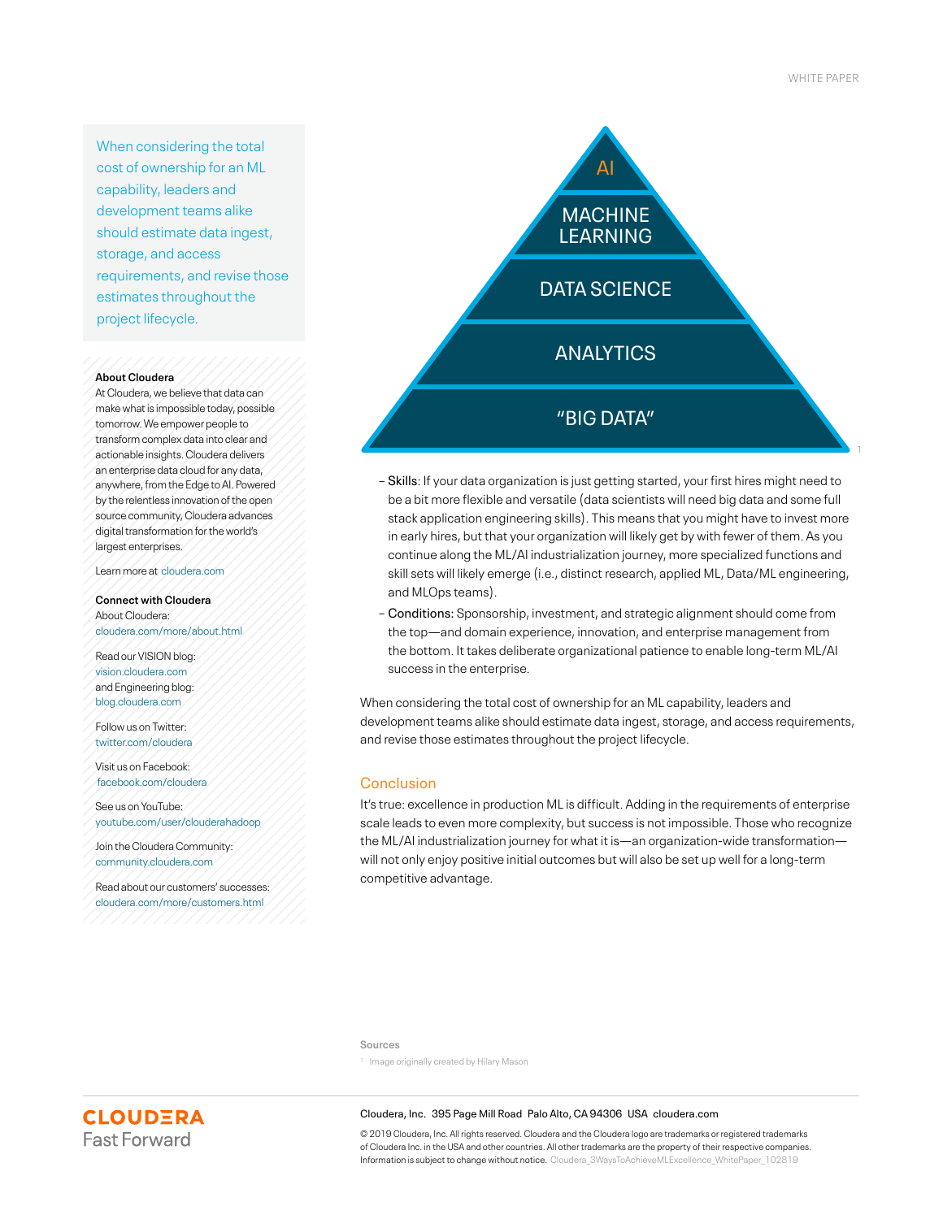When considering the total cost of ownership for an ML capability, leaders and development teams alike should estimate data ingest, storage, and access requirements, and revise those estimates throughout the project lifecycle.

AI

MACHINE LEARNING

DATA SCIENCE

ANALYTICS

"BIG DATA"

1

- **Skills**: If your data organization is just getting started, your first hires might need to be a bit more flexible and versatile (data scientists will need big data and some full stack application engineering skills). This means that you might have to invest more in early hires, but that your organization will likely get by with fewer of them. As you continue along the ML/AI industrialization journey, more specialized functions and skill sets will likely emerge (i.e., distinct research, applied ML, Data/ML engineering, and MLOps teams).
- **Conditions:** Sponsorship, investment, and strategic alignment should come from the top—and domain experience, innovation, and enterprise management from the bottom. It takes deliberate organizational patience to enable long-term ML/AI success in the enterprise.

When considering the total cost of ownership for an ML capability, leaders and development teams alike should estimate data ingest, storage, and access requirements, and revise those estimates throughout the project lifecycle.

## Conclusion

It's true: excellence in production ML is difficult. Adding in the requirements of enterprise scale leads to even more complexity, but success is not impossible. Those who recognize the ML/AI industrialization journey for what it is—an organization-wide transformation—will not only enjoy positive initial outcomes but will also be set up well for a long-term competitive advantage.

**About Cloudera**

At Cloudera, we believe that data can make what is impossible today, possible tomorrow. We empower people to transform complex data into clear and actionable insights. Cloudera delivers an enterprise data cloud for any data, anywhere, from the Edge to AI. Powered by the relentless innovation of the open source community, Cloudera advances digital transformation for the world's largest enterprises.

Learn more at cloudera.com

**Connect with Cloudera**

About Cloudera: cloudera.com/more/about.html

Read our VISION blog: vision.cloudera.com and Engineering blog: blog.cloudera.com

Follow us on Twitter: twitter.com/cloudera

Visit us on Facebook: facebook.com/cloudera

See us on YouTube: youtube.com/user/clouderahadoop

Join the Cloudera Community: community.cloudera.com

Read about our customers' successes: cloudera.com/more/customers.html

**Sources**

[1] Image originally created by Hilary Mason

CLOUDERA Fast Forward

Cloudera, Inc. 395 Page Mill Road Palo Alto, CA 94306 USA cloudera.com

© 2019 Cloudera, Inc. All rights reserved. Cloudera and the Cloudera logo are trademarks or registered trademarks of Cloudera Inc. in the USA and other countries. All other trademarks are the property of their respective companies. Information is subject to change without notice. Cloudera_3WaysToAchieveMLExcellence_WhitePaper_102819